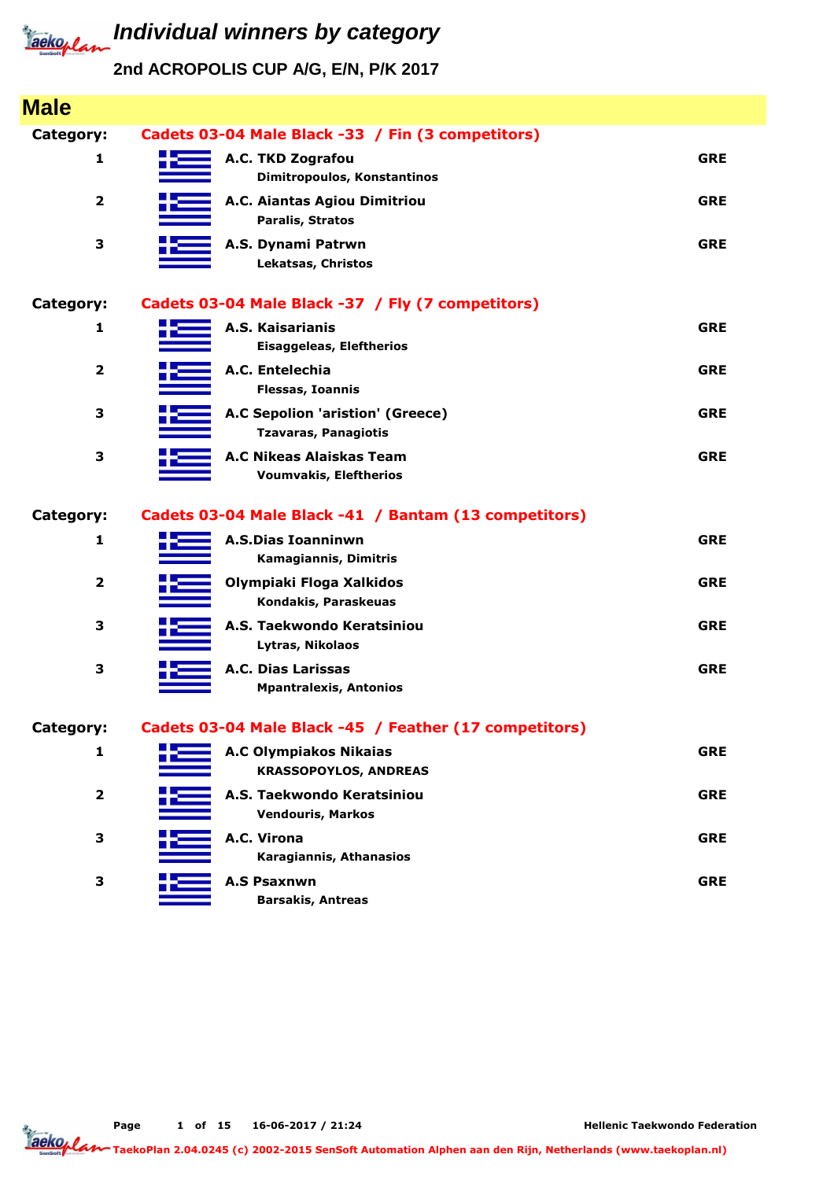# Individual winners by category

## 2nd ACROPOLIS CUP A/G, E/N, P/K 2017

## Male

**Category:** Cadets 03-04 Male Black -33 / Fin (3 competitors)

| Place | Club / Name | Country |
|---|---|---|
| 1 | **A.C. TKD Zografou**<br>Dimitropoulos, Konstantinos | GRE |
| 2 | **A.C. Aiantas Agiou Dimitriou**<br>Paralis, Stratos | GRE |
| 3 | **A.S. Dynami Patrwn**<br>Lekatsas, Christos | GRE |

**Category:** Cadets 03-04 Male Black -37 / Fly (7 competitors)

| Place | Club / Name | Country |
|---|---|---|
| 1 | **A.S. Kaisarianis**<br>Eisaggeleas, Eleftherios | GRE |
| 2 | **A.C. Entelechia**<br>Flessas, Ioannis | GRE |
| 3 | **A.C Sepolion 'aristion' (Greece)**<br>Tzavaras, Panagiotis | GRE |
| 3 | **A.C Nikeas Alaiskas Team**<br>Voumvakis, Eleftherios | GRE |

**Category:** Cadets 03-04 Male Black -41 / Bantam (13 competitors)

| Place | Club / Name | Country |
|---|---|---|
| 1 | **A.S.Dias Ioanninwn**<br>Kamagiannis, Dimitris | GRE |
| 2 | **Olympiaki Floga Xalkidos**<br>Kondakis, Paraskeuas | GRE |
| 3 | **A.S. Taekwondo Keratsiniou**<br>Lytras, Nikolaos | GRE |
| 3 | **A.C. Dias Larissas**<br>Mpantralexis, Antonios | GRE |

**Category:** Cadets 03-04 Male Black -45 / Feather (17 competitors)

| Place | Club / Name | Country |
|---|---|---|
| 1 | **A.C Olympiakos Nikaias**<br>KRASSOPOYLOS, ANDREAS | GRE |
| 2 | **A.S. Taekwondo Keratsiniou**<br>Vendouris, Markos | GRE |
| 3 | **A.C. Virona**<br>Karagiannis, Athanasios | GRE |
| 3 | **A.S Psaxnwn**<br>Barsakis, Antreas | GRE |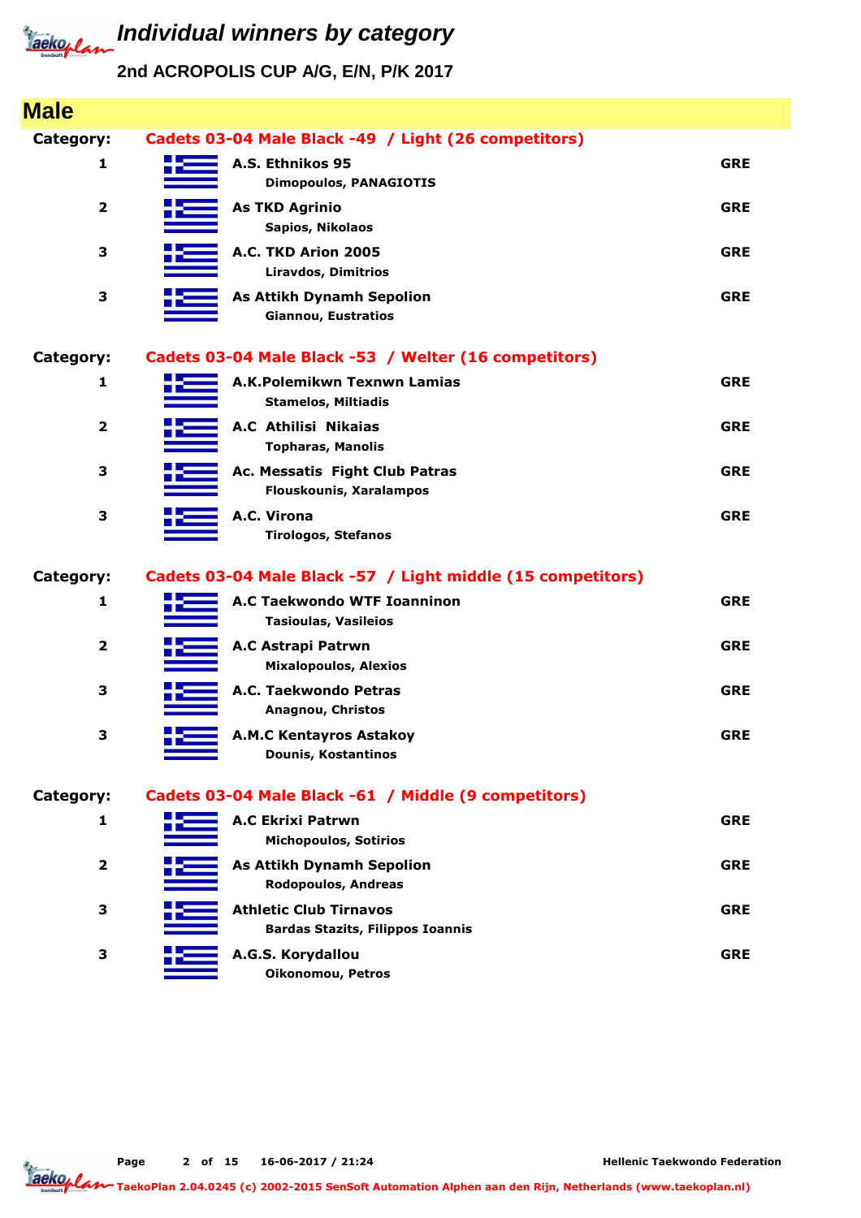# Individual winners by category

## 2nd ACROPOLIS CUP A/G, E/N, P/K 2017

## Male

**Category:** Cadets 03-04 Male Black -49 / Light (26 competitors)

| Place | Club / Name | Country |
|---|---|---|
| 1 | **A.S. Ethnikos 95**<br>Dimopoulos, PANAGIOTIS | GRE |
| 2 | **As TKD Agrinio**<br>Sapios, Nikolaos | GRE |
| 3 | **A.C. TKD Arion 2005**<br>Liravdos, Dimitrios | GRE |
| 3 | **As Attikh Dynamh Sepolion**<br>Giannou, Eustratios | GRE |

**Category:** Cadets 03-04 Male Black -53 / Welter (16 competitors)

| Place | Club / Name | Country |
|---|---|---|
| 1 | **A.K.Polemikwn Texnwn Lamias**<br>Stamelos, Miltiadis | GRE |
| 2 | **A.C Athilisi Nikaias**<br>Topharas, Manolis | GRE |
| 3 | **Ac. Messatis Fight Club Patras**<br>Flouskounis, Xaralampos | GRE |
| 3 | **A.C. Virona**<br>Tirologos, Stefanos | GRE |

**Category:** Cadets 03-04 Male Black -57 / Light middle (15 competitors)

| Place | Club / Name | Country |
|---|---|---|
| 1 | **A.C Taekwondo WTF Ioanninon**<br>Tasioulas, Vasileios | GRE |
| 2 | **A.C Astrapi Patrwn**<br>Mixalopoulos, Alexios | GRE |
| 3 | **A.C. Taekwondo Petras**<br>Anagnou, Christos | GRE |
| 3 | **A.M.C Kentayros Astakoy**<br>Dounis, Kostantinos | GRE |

**Category:** Cadets 03-04 Male Black -61 / Middle (9 competitors)

| Place | Club / Name | Country |
|---|---|---|
| 1 | **A.C Ekrixi Patrwn**<br>Michopoulos, Sotirios | GRE |
| 2 | **As Attikh Dynamh Sepolion**<br>Rodopoulos, Andreas | GRE |
| 3 | **Athletic Club Tirnavos**<br>Bardas Stazits, Filippos Ioannis | GRE |
| 3 | **A.G.S. Korydallou**<br>Oikonomou, Petros | GRE |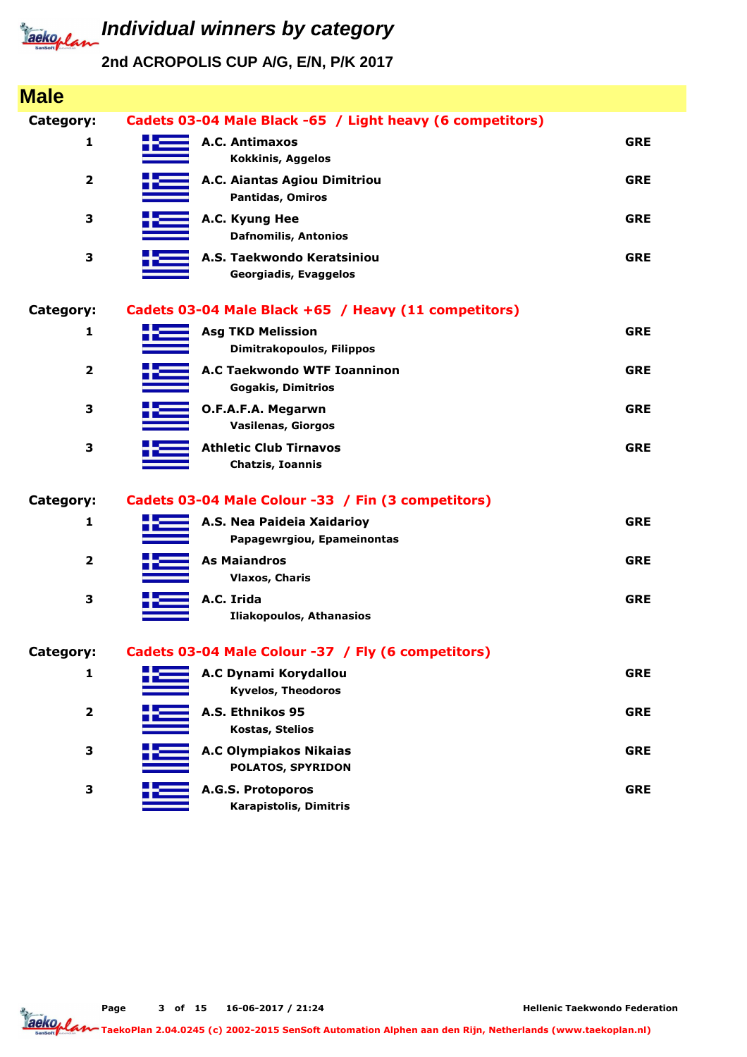# Individual winners by category

## 2nd ACROPOLIS CUP A/G, E/N, P/K 2017

## Male

**Category:** Cadets 03-04 Male Black -65 / Light heavy (6 competitors)

| Place | Club / Name | Country |
|---|---|---|
| 1 | A.C. Antimaxos<br>Kokkinis, Aggelos | GRE |
| 2 | A.C. Aiantas Agiou Dimitriou<br>Pantidas, Omiros | GRE |
| 3 | A.C. Kyung Hee<br>Dafnomilis, Antonios | GRE |
| 3 | A.S. Taekwondo Keratsiniou<br>Georgiadis, Evaggelos | GRE |

**Category:** Cadets 03-04 Male Black +65 / Heavy (11 competitors)

| Place | Club / Name | Country |
|---|---|---|
| 1 | Asg TKD Melission<br>Dimitrakopoulos, Filippos | GRE |
| 2 | A.C Taekwondo WTF Ioanninon<br>Gogakis, Dimitrios | GRE |
| 3 | O.F.A.F.A. Megarwn<br>Vasilenas, Giorgos | GRE |
| 3 | Athletic Club Tirnavos<br>Chatzis, Ioannis | GRE |

**Category:** Cadets 03-04 Male Colour -33 / Fin (3 competitors)

| Place | Club / Name | Country |
|---|---|---|
| 1 | A.S. Nea Paideia Xaidarioy<br>Papagewrgiou, Epameinontas | GRE |
| 2 | As Maiandros<br>Vlaxos, Charis | GRE |
| 3 | A.C. Irida<br>Iliakopoulos, Athanasios | GRE |

**Category:** Cadets 03-04 Male Colour -37 / Fly (6 competitors)

| Place | Club / Name | Country |
|---|---|---|
| 1 | A.C Dynami Korydallou<br>Kyvelos, Theodoros | GRE |
| 2 | A.S. Ethnikos 95<br>Kostas, Stelios | GRE |
| 3 | A.C Olympiakos Nikaias<br>POLATOS, SPYRIDON | GRE |
| 3 | A.G.S. Protoporos<br>Karapistolis, Dimitris | GRE |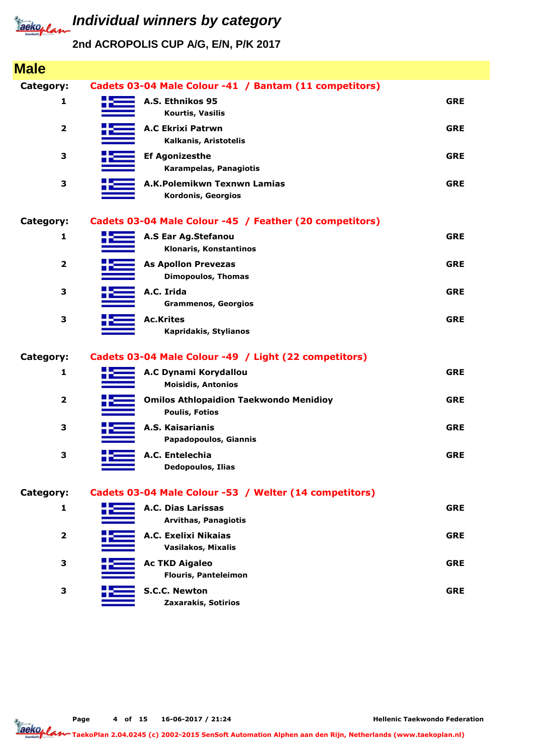# Individual winners by category

## 2nd ACROPOLIS CUP A/G, E/N, P/K 2017

## Male

**Category: Cadets 03-04 Male Colour -41 / Bantam (11 competitors)**

| Place | Club / Name | Country |
|---|---|---|
| 1 | **A.S. Ethnikos 95**<br>Kourtis, Vasilis | GRE |
| 2 | **A.C Ekrixi Patrwn**<br>Kalkanis, Aristotelis | GRE |
| 3 | **Ef Agonizesthe**<br>Karampelas, Panagiotis | GRE |
| 3 | **A.K.Polemikwn Texnwn Lamias**<br>Kordonis, Georgios | GRE |

**Category: Cadets 03-04 Male Colour -45 / Feather (20 competitors)**

| Place | Club / Name | Country |
|---|---|---|
| 1 | **A.S Ear Ag.Stefanou**<br>Klonaris, Konstantinos | GRE |
| 2 | **As Apollon Prevezas**<br>Dimopoulos, Thomas | GRE |
| 3 | **A.C. Irida**<br>Grammenos, Georgios | GRE |
| 3 | **Ac.Krites**<br>Kapridakis, Stylianos | GRE |

**Category: Cadets 03-04 Male Colour -49 / Light (22 competitors)**

| Place | Club / Name | Country |
|---|---|---|
| 1 | **A.C Dynami Korydallou**<br>Moisidis, Antonios | GRE |
| 2 | **Omilos Athlopaidion Taekwondo Menidioy**<br>Poulis, Fotios | GRE |
| 3 | **A.S. Kaisarianis**<br>Papadopoulos, Giannis | GRE |
| 3 | **A.C. Entelechia**<br>Dedopoulos, Ilias | GRE |

**Category: Cadets 03-04 Male Colour -53 / Welter (14 competitors)**

| Place | Club / Name | Country |
|---|---|---|
| 1 | **A.C. Dias Larissas**<br>Arvithas, Panagiotis | GRE |
| 2 | **A.C. Exelixi Nikaias**<br>Vasilakos, Mixalis | GRE |
| 3 | **Ac TKD Aigaleo**<br>Flouris, Panteleimon | GRE |
| 3 | **S.C.C. Newton**<br>Zaxarakis, Sotirios | GRE |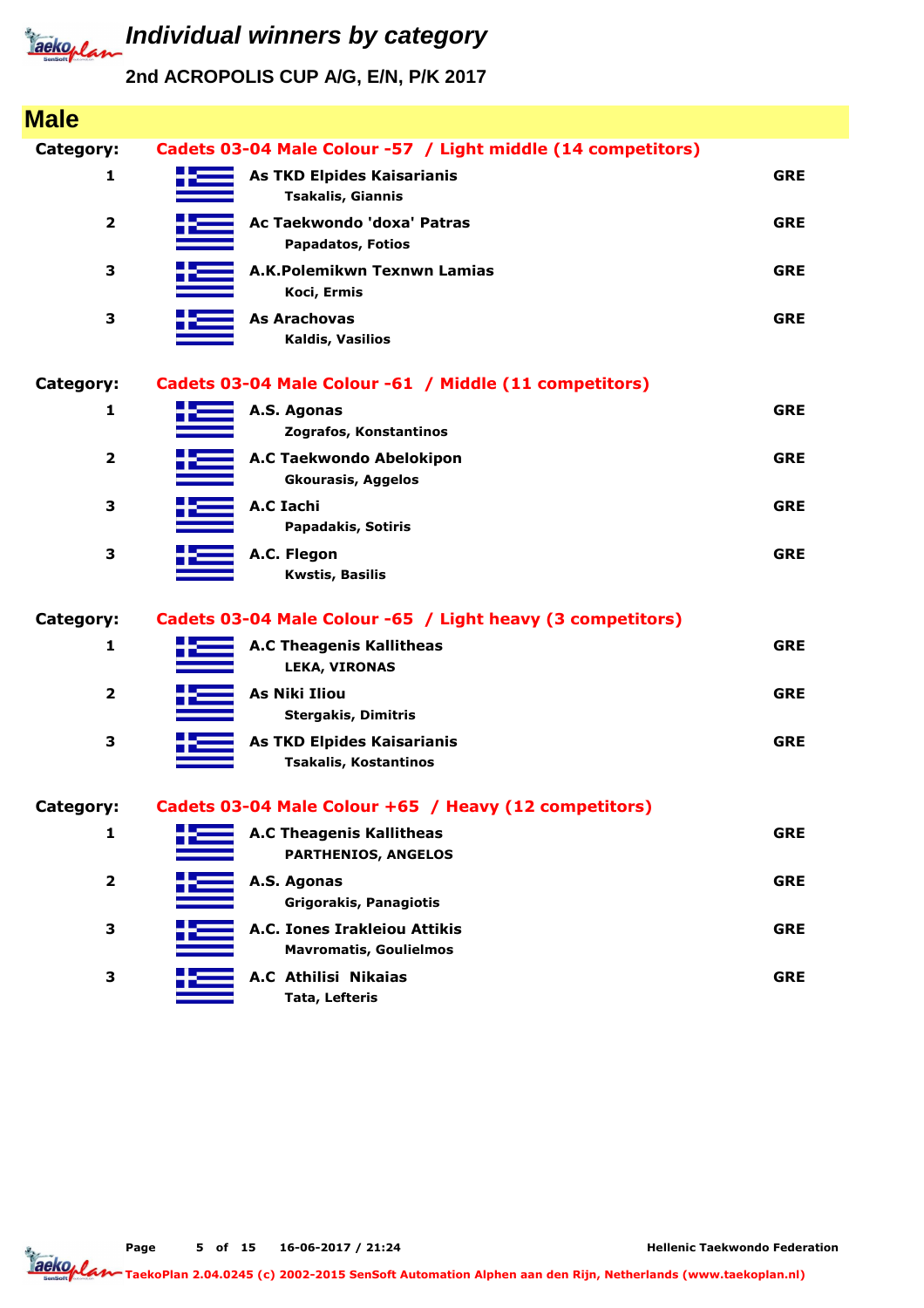# Individual winners by category

## 2nd ACROPOLIS CUP A/G, E/N, P/K 2017

## Male

**Category: Cadets 03-04 Male Colour -57 / Light middle (14 competitors)**

| Place | Club / Name | Country |
|---|---|---|
| 1 | As TKD Elpides Kaisarianis<br>Tsakalis, Giannis | GRE |
| 2 | Ac Taekwondo 'doxa' Patras<br>Papadatos, Fotios | GRE |
| 3 | A.K.Polemikwn Texnwn Lamias<br>Koci, Ermis | GRE |
| 3 | As Arachovas<br>Kaldis, Vasilios | GRE |

**Category: Cadets 03-04 Male Colour -61 / Middle (11 competitors)**

| Place | Club / Name | Country |
|---|---|---|
| 1 | A.S. Agonas<br>Zografos, Konstantinos | GRE |
| 2 | A.C Taekwondo Abelokipon<br>Gkourasis, Aggelos | GRE |
| 3 | A.C Iachi<br>Papadakis, Sotiris | GRE |
| 3 | A.C. Flegon<br>Kwstis, Basilis | GRE |

**Category: Cadets 03-04 Male Colour -65 / Light heavy (3 competitors)**

| Place | Club / Name | Country |
|---|---|---|
| 1 | A.C Theagenis Kallitheas<br>LEKA, VIRONAS | GRE |
| 2 | As Niki Iliou<br>Stergakis, Dimitris | GRE |
| 3 | As TKD Elpides Kaisarianis<br>Tsakalis, Kostantinos | GRE |

**Category: Cadets 03-04 Male Colour +65 / Heavy (12 competitors)**

| Place | Club / Name | Country |
|---|---|---|
| 1 | A.C Theagenis Kallitheas<br>PARTHENIOS, ANGELOS | GRE |
| 2 | A.S. Agonas<br>Grigorakis, Panagiotis | GRE |
| 3 | A.C. Iones Irakleiou Attikis<br>Mavromatis, Goulielmos | GRE |
| 3 | A.C Athilisi Nikaias<br>Tata, Lefteris | GRE |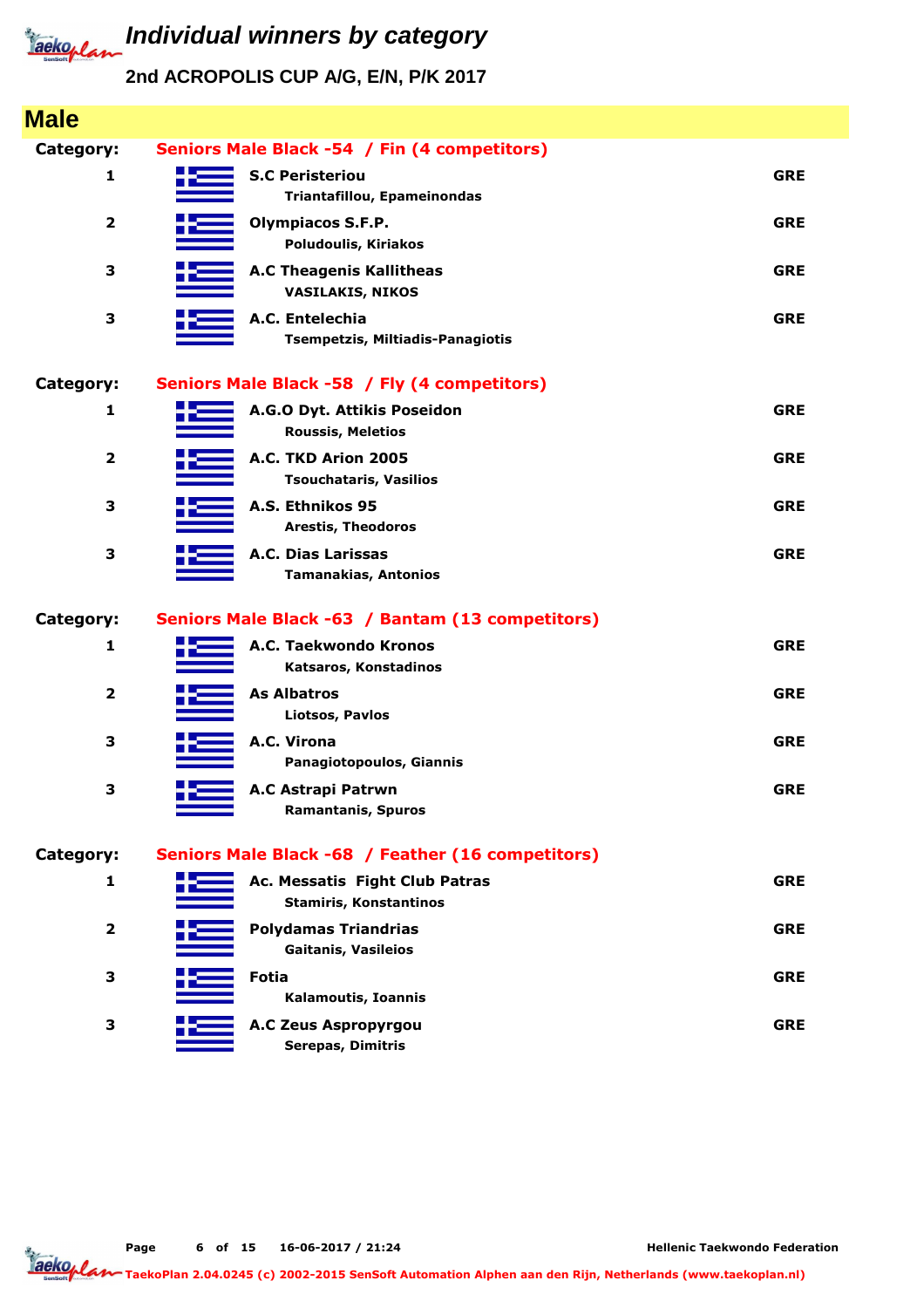# Individual winners by category

## 2nd ACROPOLIS CUP A/G, E/N, P/K 2017

## Male

**Category: Seniors Male Black -54 / Fin (4 competitors)**

| Place | Club / Name | Country |
|---|---|---|
| 1 | **S.C Peristeriou**<br>Triantafillou, Epameinondas | GRE |
| 2 | **Olympiacos S.F.P.**<br>Poludoulis, Kiriakos | GRE |
| 3 | **A.C Theagenis Kallitheas**<br>VASILAKIS, NIKOS | GRE |
| 3 | **A.C. Entelechia**<br>Tsempetzis, Miltiadis-Panagiotis | GRE |

**Category: Seniors Male Black -58 / Fly (4 competitors)**

| Place | Club / Name | Country |
|---|---|---|
| 1 | **A.G.O Dyt. Attikis Poseidon**<br>Roussis, Meletios | GRE |
| 2 | **A.C. TKD Arion 2005**<br>Tsouchataris, Vasilios | GRE |
| 3 | **A.S. Ethnikos 95**<br>Arestis, Theodoros | GRE |
| 3 | **A.C. Dias Larissas**<br>Tamanakias, Antonios | GRE |

**Category: Seniors Male Black -63 / Bantam (13 competitors)**

| Place | Club / Name | Country |
|---|---|---|
| 1 | **A.C. Taekwondo Kronos**<br>Katsaros, Konstadinos | GRE |
| 2 | **As Albatros**<br>Liotsos, Pavlos | GRE |
| 3 | **A.C. Virona**<br>Panagiotopoulos, Giannis | GRE |
| 3 | **A.C Astrapi Patrwn**<br>Ramantanis, Spuros | GRE |

**Category: Seniors Male Black -68 / Feather (16 competitors)**

| Place | Club / Name | Country |
|---|---|---|
| 1 | **Ac. Messatis Fight Club Patras**<br>Stamiris, Konstantinos | GRE |
| 2 | **Polydamas Triandrias**<br>Gaitanis, Vasileios | GRE |
| 3 | **Fotia**<br>Kalamoutis, Ioannis | GRE |
| 3 | **A.C Zeus Aspropyrgou**<br>Serepas, Dimitris | GRE |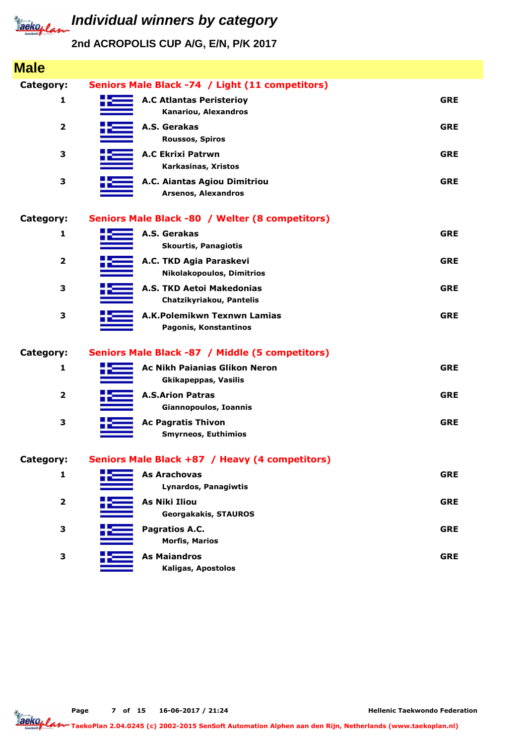# Individual winners by category

## 2nd ACROPOLIS CUP A/G, E/N, P/K 2017

## Male

**Category: Seniors Male Black -74 / Light (11 competitors)**

| Place | Club / Name | Country |
|---|---|---|
| 1 | **A.C Atlantas Peristerioy**<br>Kanariou, Alexandros | GRE |
| 2 | **A.S. Gerakas**<br>Roussos, Spiros | GRE |
| 3 | **A.C Ekrixi Patrwn**<br>Karkasinas, Xristos | GRE |
| 3 | **A.C. Aiantas Agiou Dimitriou**<br>Arsenos, Alexandros | GRE |

**Category: Seniors Male Black -80 / Welter (8 competitors)**

| Place | Club / Name | Country |
|---|---|---|
| 1 | **A.S. Gerakas**<br>Skourtis, Panagiotis | GRE |
| 2 | **A.C. TKD Agia Paraskevi**<br>Nikolakopoulos, Dimitrios | GRE |
| 3 | **A.S. TKD Aetoi Makedonias**<br>Chatzikyriakou, Pantelis | GRE |
| 3 | **A.K.Polemikwn Texnwn Lamias**<br>Pagonis, Konstantinos | GRE |

**Category: Seniors Male Black -87 / Middle (5 competitors)**

| Place | Club / Name | Country |
|---|---|---|
| 1 | **Ac Nikh Paianias Glikon Neron**<br>Gkikapeppas, Vasilis | GRE |
| 2 | **A.S.Arion Patras**<br>Giannopoulos, Ioannis | GRE |
| 3 | **Ac Pagratis Thivon**<br>Smyrneos, Euthimios | GRE |

**Category: Seniors Male Black +87 / Heavy (4 competitors)**

| Place | Club / Name | Country |
|---|---|---|
| 1 | **As Arachovas**<br>Lynardos, Panagiwtis | GRE |
| 2 | **As Niki Iliou**<br>Georgakakis, STAUROS | GRE |
| 3 | **Pagratios A.C.**<br>Morfis, Marios | GRE |
| 3 | **As Maiandros**<br>Kaligas, Apostolos | GRE |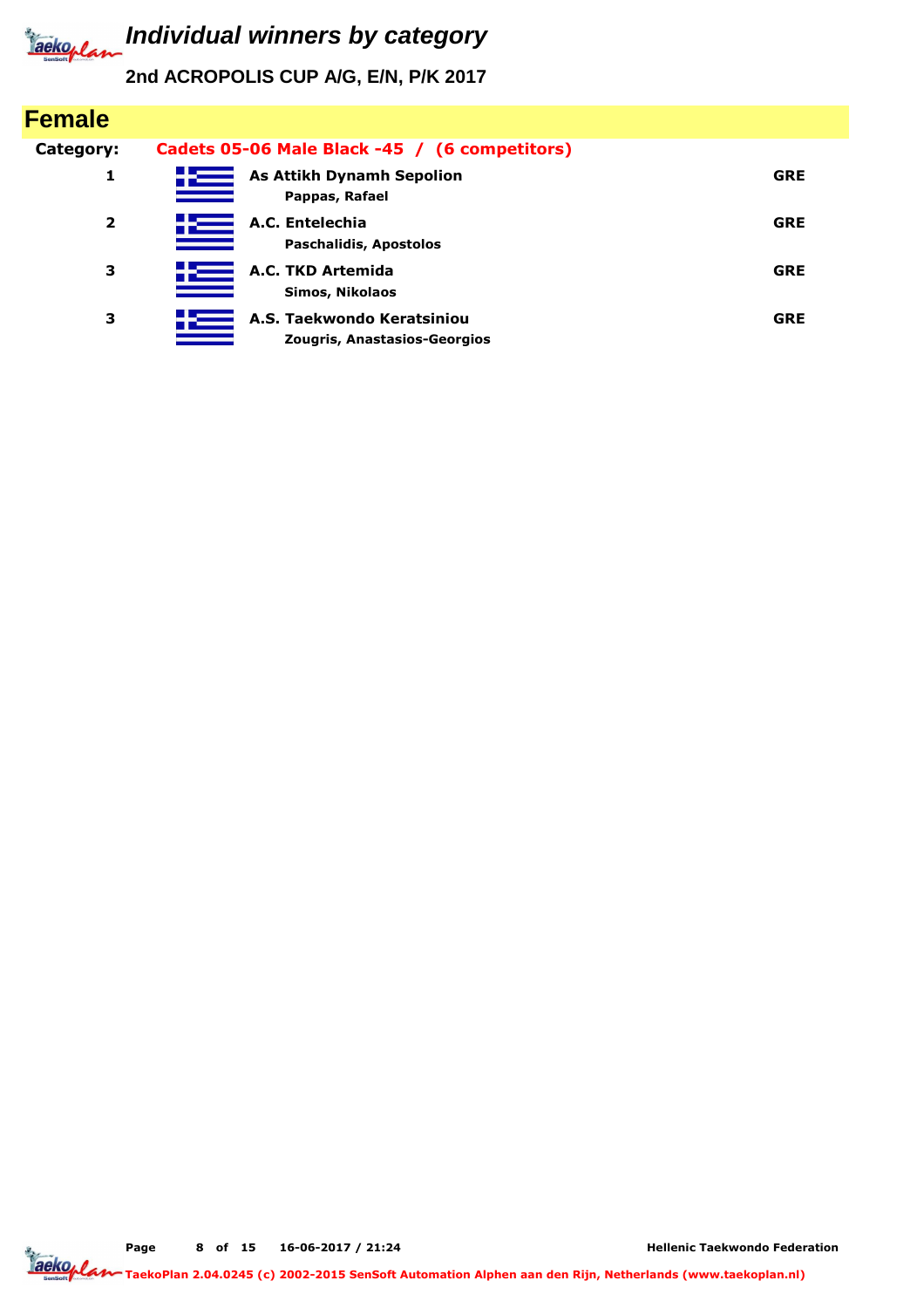# Individual winners by category

## 2nd ACROPOLIS CUP A/G, E/N, P/K 2017

## Female

**Category:** Cadets 05-06 Male Black -45 / (6 competitors)

| Place | Club / Name | Country |
|---|---|---|
| 1 | **As Attikh Dynamh Sepolion**<br>Pappas, Rafael | GRE |
| 2 | **A.C. Entelechia**<br>Paschalidis, Apostolos | GRE |
| 3 | **A.C. TKD Artemida**<br>Simos, Nikolaos | GRE |
| 3 | **A.S. Taekwondo Keratsiniou**<br>Zougris, Anastasios-Georgios | GRE |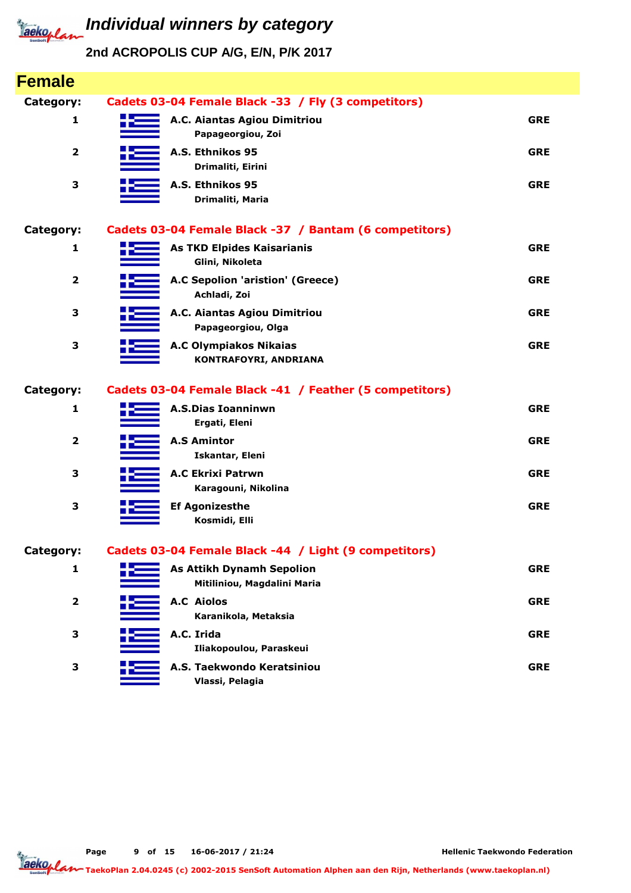# Individual winners by category

## 2nd ACROPOLIS CUP A/G, E/N, P/K 2017

## Female

**Category: Cadets 03-04 Female Black -33 / Fly (3 competitors)**

| Place | Club / Name | Country |
|---|---|---|
| 1 | A.C. Aiantas Agiou Dimitriou<br>Papageorgiou, Zoi | GRE |
| 2 | A.S. Ethnikos 95<br>Drimaliti, Eirini | GRE |
| 3 | A.S. Ethnikos 95<br>Drimaliti, Maria | GRE |

**Category: Cadets 03-04 Female Black -37 / Bantam (6 competitors)**

| Place | Club / Name | Country |
|---|---|---|
| 1 | As TKD Elpides Kaisarianis<br>Glini, Nikoleta | GRE |
| 2 | A.C Sepolion 'aristion' (Greece)<br>Achladi, Zoi | GRE |
| 3 | A.C. Aiantas Agiou Dimitriou<br>Papageorgiou, Olga | GRE |
| 3 | A.C Olympiakos Nikaias<br>KONTRAFOYRI, ANDRIANA | GRE |

**Category: Cadets 03-04 Female Black -41 / Feather (5 competitors)**

| Place | Club / Name | Country |
|---|---|---|
| 1 | A.S.Dias Ioanninwn<br>Ergati, Eleni | GRE |
| 2 | A.S Amintor<br>Iskantar, Eleni | GRE |
| 3 | A.C Ekrixi Patrwn<br>Karagouni, Nikolina | GRE |
| 3 | Ef Agonizesthe<br>Kosmidi, Elli | GRE |

**Category: Cadets 03-04 Female Black -44 / Light (9 competitors)**

| Place | Club / Name | Country |
|---|---|---|
| 1 | As Attikh Dynamh Sepolion<br>Mitiliniou, Magdalini Maria | GRE |
| 2 | A.C Aiolos<br>Karanikola, Metaksia | GRE |
| 3 | A.C. Irida<br>Iliakopoulou, Paraskeui | GRE |
| 3 | A.S. Taekwondo Keratsiniou<br>Vlassi, Pelagia | GRE |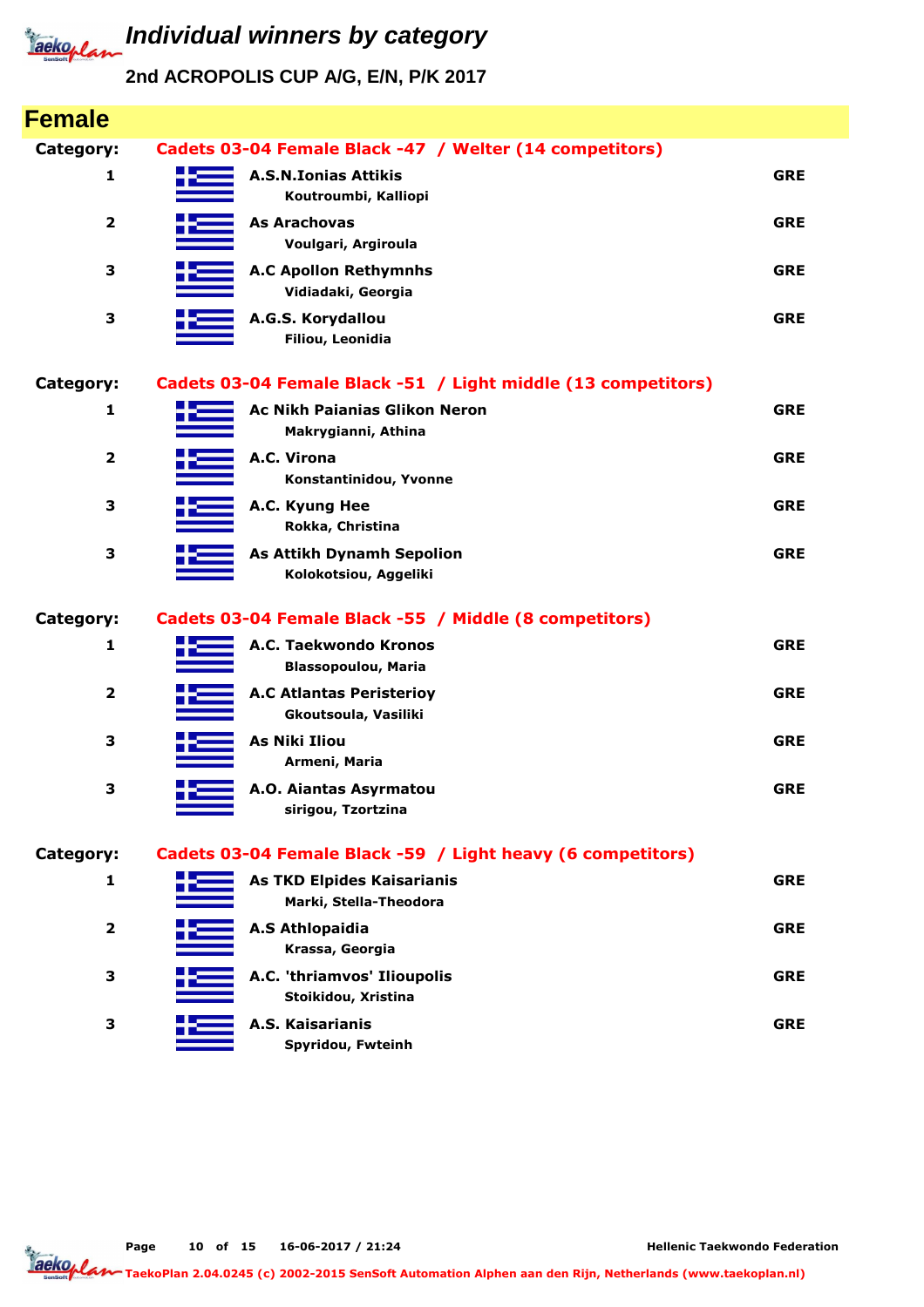# Individual winners by category

## 2nd ACROPOLIS CUP A/G, E/N, P/K 2017

## Female

**Category:** Cadets 03-04 Female Black -47 / Welter (14 competitors)

| Place | Club / Name | Country |
|---|---|---|
| 1 | **A.S.N.Ionias Attikis**<br>Koutroumbi, Kalliopi | GRE |
| 2 | **As Arachovas**<br>Voulgari, Argiroula | GRE |
| 3 | **A.C Apollon Rethymnhs**<br>Vidiadaki, Georgia | GRE |
| 3 | **A.G.S. Korydallou**<br>Filiou, Leonidia | GRE |

**Category:** Cadets 03-04 Female Black -51 / Light middle (13 competitors)

| Place | Club / Name | Country |
|---|---|---|
| 1 | **Ac Nikh Paianias Glikon Neron**<br>Makrygianni, Athina | GRE |
| 2 | **A.C. Virona**<br>Konstantinidou, Yvonne | GRE |
| 3 | **A.C. Kyung Hee**<br>Rokka, Christina | GRE |
| 3 | **As Attikh Dynamh Sepolion**<br>Kolokotsiou, Aggeliki | GRE |

**Category:** Cadets 03-04 Female Black -55 / Middle (8 competitors)

| Place | Club / Name | Country |
|---|---|---|
| 1 | **A.C. Taekwondo Kronos**<br>Blassopoulou, Maria | GRE |
| 2 | **A.C Atlantas Peristerioy**<br>Gkoutsoula, Vasiliki | GRE |
| 3 | **As Niki Iliou**<br>Armeni, Maria | GRE |
| 3 | **A.O. Aiantas Asyrmatou**<br>sirigou, Tzortzina | GRE |

**Category:** Cadets 03-04 Female Black -59 / Light heavy (6 competitors)

| Place | Club / Name | Country |
|---|---|---|
| 1 | **As TKD Elpides Kaisarianis**<br>Marki, Stella-Theodora | GRE |
| 2 | **A.S Athlopaidia**<br>Krassa, Georgia | GRE |
| 3 | **A.C. 'thriamvos' Ilioupolis**<br>Stoikidou, Xristina | GRE |
| 3 | **A.S. Kaisarianis**<br>Spyridou, Fwteinh | GRE |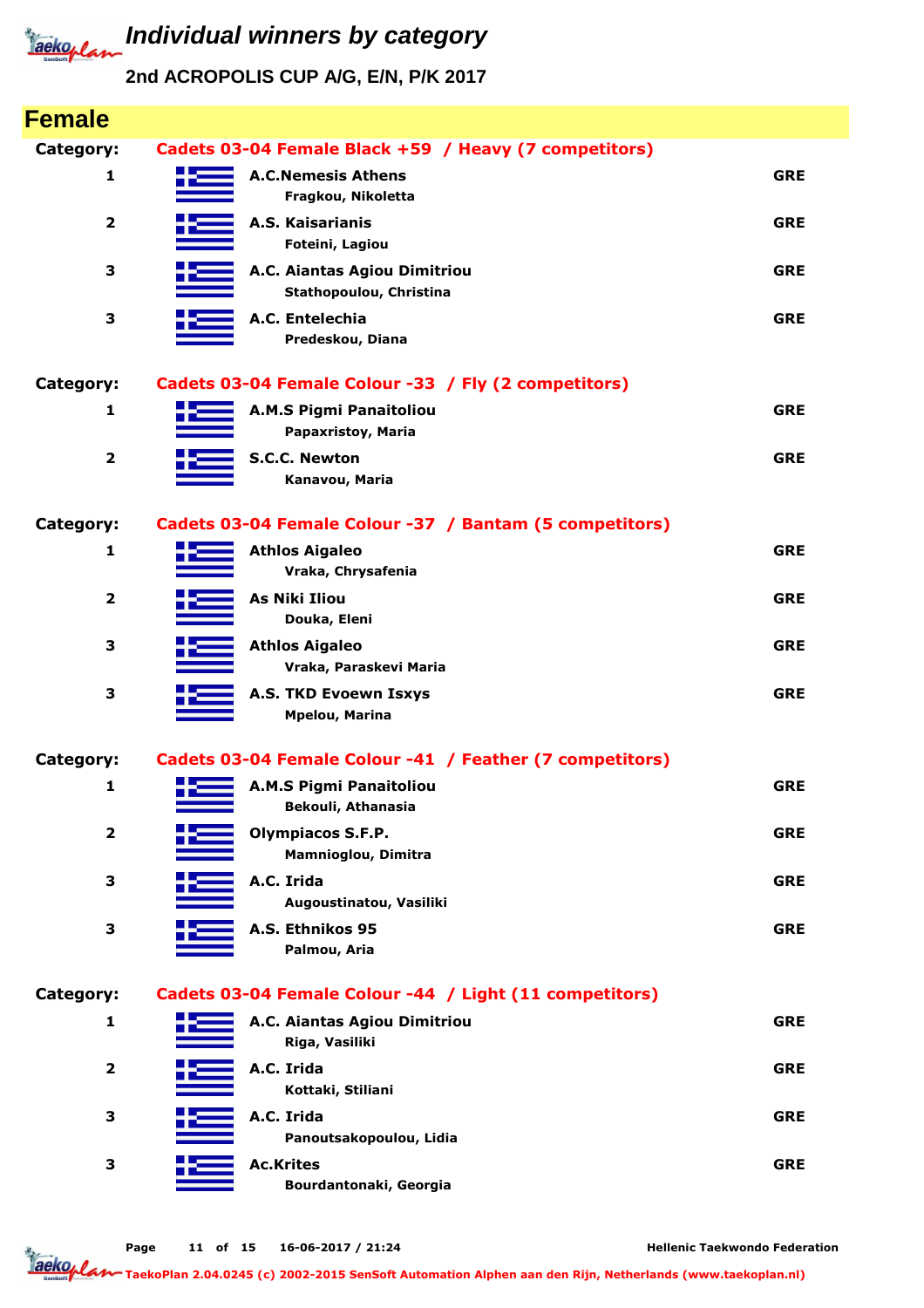# Individual winners by category

## 2nd ACROPOLIS CUP A/G, E/N, P/K 2017

## Female

**Category: Cadets 03-04 Female Black +59 / Heavy (7 competitors)**

| Place | Club / Name | Country |
|---|---|---|
| 1 | **A.C.Nemesis Athens**<br>Fragkou, Nikoletta | GRE |
| 2 | **A.S. Kaisarianis**<br>Foteini, Lagiou | GRE |
| 3 | **A.C. Aiantas Agiou Dimitriou**<br>Stathopoulou, Christina | GRE |
| 3 | **A.C. Entelechia**<br>Predeskou, Diana | GRE |

**Category: Cadets 03-04 Female Colour -33 / Fly (2 competitors)**

| Place | Club / Name | Country |
|---|---|---|
| 1 | **A.M.S Pigmi Panaitoliou**<br>Papaxristoy, Maria | GRE |
| 2 | **S.C.C. Newton**<br>Kanavou, Maria | GRE |

**Category: Cadets 03-04 Female Colour -37 / Bantam (5 competitors)**

| Place | Club / Name | Country |
|---|---|---|
| 1 | **Athlos Aigaleo**<br>Vraka, Chrysafenia | GRE |
| 2 | **As Niki Iliou**<br>Douka, Eleni | GRE |
| 3 | **Athlos Aigaleo**<br>Vraka, Paraskevi Maria | GRE |
| 3 | **A.S. TKD Evoewn Isxys**<br>Mpelou, Marina | GRE |

**Category: Cadets 03-04 Female Colour -41 / Feather (7 competitors)**

| Place | Club / Name | Country |
|---|---|---|
| 1 | **A.M.S Pigmi Panaitoliou**<br>Bekouli, Athanasia | GRE |
| 2 | **Olympiacos S.F.P.**<br>Mamnioglou, Dimitra | GRE |
| 3 | **A.C. Irida**<br>Augoustinatou, Vasiliki | GRE |
| 3 | **A.S. Ethnikos 95**<br>Palmou, Aria | GRE |

**Category: Cadets 03-04 Female Colour -44 / Light (11 competitors)**

| Place | Club / Name | Country |
|---|---|---|
| 1 | **A.C. Aiantas Agiou Dimitriou**<br>Riga, Vasiliki | GRE |
| 2 | **A.C. Irida**<br>Kottaki, Stiliani | GRE |
| 3 | **A.C. Irida**<br>Panoutsakopoulou, Lidia | GRE |
| 3 | **Ac.Krites**<br>Bourdantonaki, Georgia | GRE |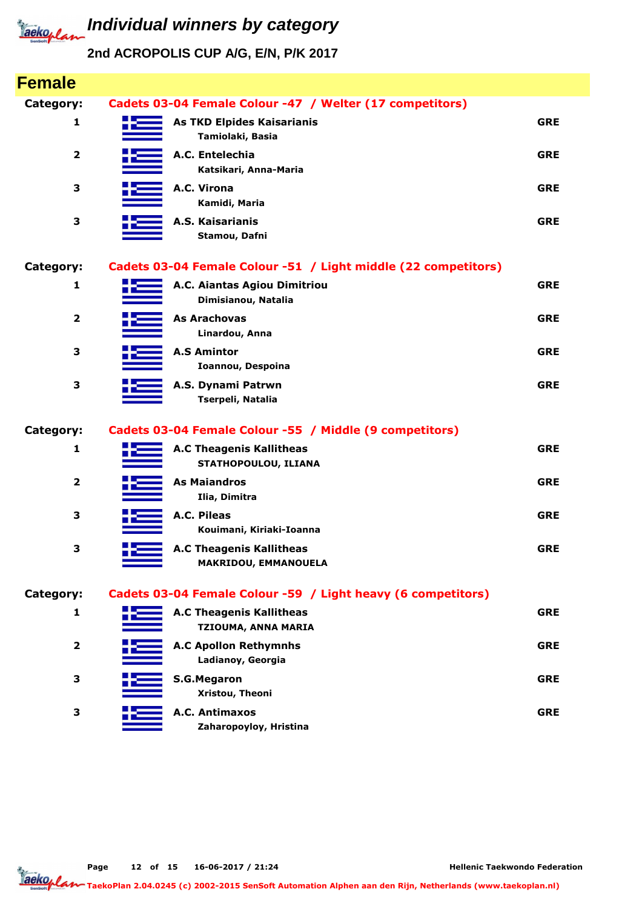# Individual winners by category

## 2nd ACROPOLIS CUP A/G, E/N, P/K 2017

## Female

**Category: Cadets 03-04 Female Colour -47 / Welter (17 competitors)**

| Place | Club / Name | Country |
|---|---|---|
| 1 | **As TKD Elpides Kaisarianis**<br>Tamiolaki, Basia | GRE |
| 2 | **A.C. Entelechia**<br>Katsikari, Anna-Maria | GRE |
| 3 | **A.C. Virona**<br>Kamidi, Maria | GRE |
| 3 | **A.S. Kaisarianis**<br>Stamou, Dafni | GRE |

**Category: Cadets 03-04 Female Colour -51 / Light middle (22 competitors)**

| Place | Club / Name | Country |
|---|---|---|
| 1 | **A.C. Aiantas Agiou Dimitriou**<br>Dimisianou, Natalia | GRE |
| 2 | **As Arachovas**<br>Linardou, Anna | GRE |
| 3 | **A.S Amintor**<br>Ioannou, Despoina | GRE |
| 3 | **A.S. Dynami Patrwn**<br>Tserpeli, Natalia | GRE |

**Category: Cadets 03-04 Female Colour -55 / Middle (9 competitors)**

| Place | Club / Name | Country |
|---|---|---|
| 1 | **A.C Theagenis Kallitheas**<br>STATHOPOULOU, ILIANA | GRE |
| 2 | **As Maiandros**<br>Ilia, Dimitra | GRE |
| 3 | **A.C. Pileas**<br>Kouimani, Kiriaki-Ioanna | GRE |
| 3 | **A.C Theagenis Kallitheas**<br>MAKRIDOU, EMMANOUELA | GRE |

**Category: Cadets 03-04 Female Colour -59 / Light heavy (6 competitors)**

| Place | Club / Name | Country |
|---|---|---|
| 1 | **A.C Theagenis Kallitheas**<br>TZIOUMA, ANNA MARIA | GRE |
| 2 | **A.C Apollon Rethymnhs**<br>Ladianoy, Georgia | GRE |
| 3 | **S.G.Megaron**<br>Xristou, Theoni | GRE |
| 3 | **A.C. Antimaxos**<br>Zaharopoyloy, Hristina | GRE |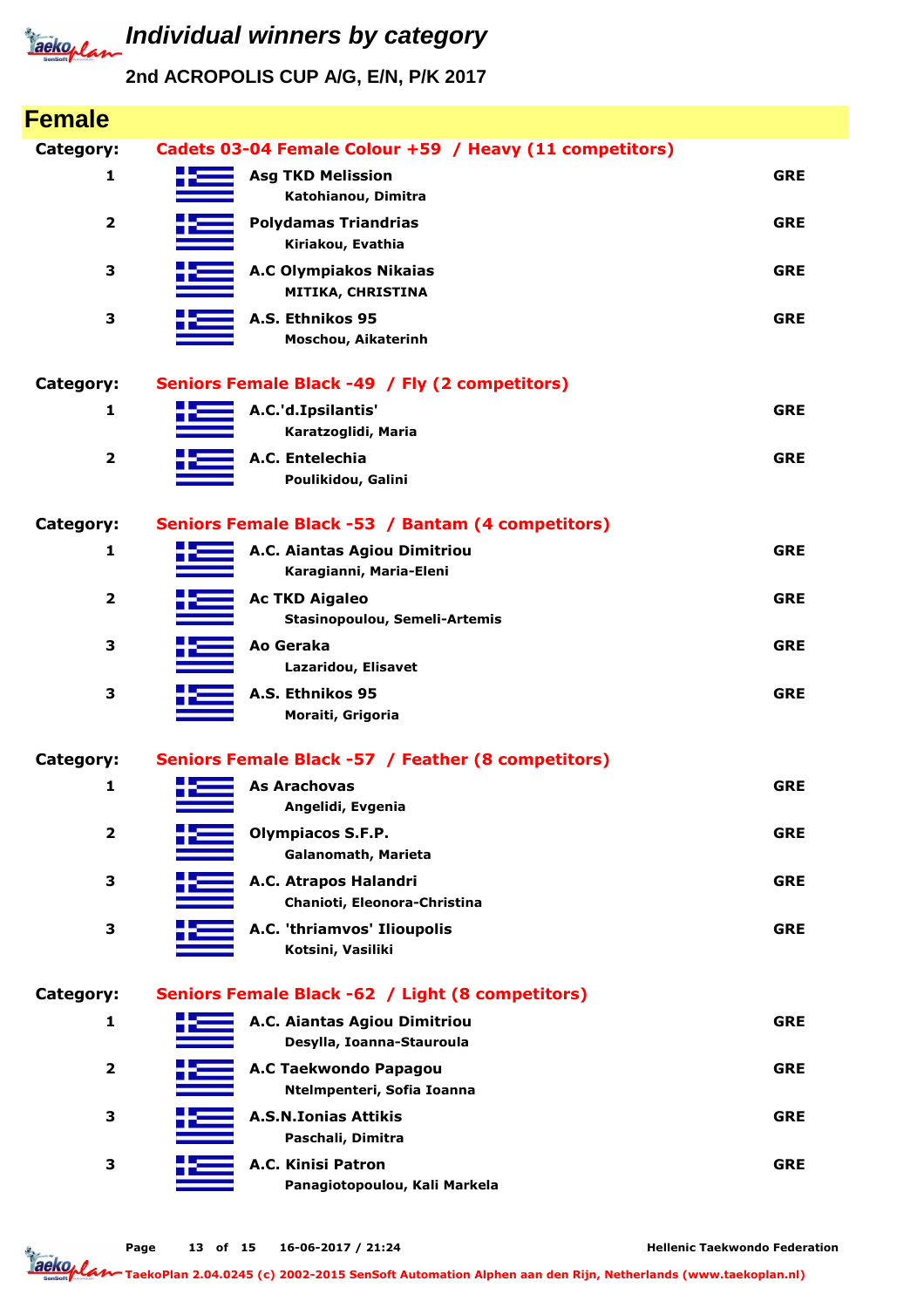# Individual winners by category

## 2nd ACROPOLIS CUP A/G, E/N, P/K 2017

## Female

**Category: Cadets 03-04 Female Colour +59 / Heavy (11 competitors)**

| Place | Club / Name | Country |
|---|---|---|
| 1 | **Asg TKD Melission**<br>Katohianou, Dimitra | GRE |
| 2 | **Polydamas Triandrias**<br>Kiriakou, Evathia | GRE |
| 3 | **A.C Olympiakos Nikaias**<br>MITIKA, CHRISTINA | GRE |
| 3 | **A.S. Ethnikos 95**<br>Moschou, Aikaterinh | GRE |

**Category: Seniors Female Black -49 / Fly (2 competitors)**

| Place | Club / Name | Country |
|---|---|---|
| 1 | **A.C.'d.Ipsilantis'**<br>Karatzoglidi, Maria | GRE |
| 2 | **A.C. Entelechia**<br>Poulikidou, Galini | GRE |

**Category: Seniors Female Black -53 / Bantam (4 competitors)**

| Place | Club / Name | Country |
|---|---|---|
| 1 | **A.C. Aiantas Agiou Dimitriou**<br>Karagianni, Maria-Eleni | GRE |
| 2 | **Ac TKD Aigaleo**<br>Stasinopoulou, Semeli-Artemis | GRE |
| 3 | **Ao Geraka**<br>Lazaridou, Elisavet | GRE |
| 3 | **A.S. Ethnikos 95**<br>Moraiti, Grigoria | GRE |

**Category: Seniors Female Black -57 / Feather (8 competitors)**

| Place | Club / Name | Country |
|---|---|---|
| 1 | **As Arachovas**<br>Angelidi, Evgenia | GRE |
| 2 | **Olympiacos S.F.P.**<br>Galanomath, Marieta | GRE |
| 3 | **A.C. Atrapos Halandri**<br>Chanioti, Eleonora-Christina | GRE |
| 3 | **A.C. 'thriamvos' Ilioupolis**<br>Kotsini, Vasiliki | GRE |

**Category: Seniors Female Black -62 / Light (8 competitors)**

| Place | Club / Name | Country |
|---|---|---|
| 1 | **A.C. Aiantas Agiou Dimitriou**<br>Desylla, Ioanna-Stauroula | GRE |
| 2 | **A.C Taekwondo Papagou**<br>Ntelmpenteri, Sofia Ioanna | GRE |
| 3 | **A.S.N.Ionias Attikis**<br>Paschali, Dimitra | GRE |
| 3 | **A.C. Kinisi Patron**<br>Panagiotopoulou, Kali Markela | GRE |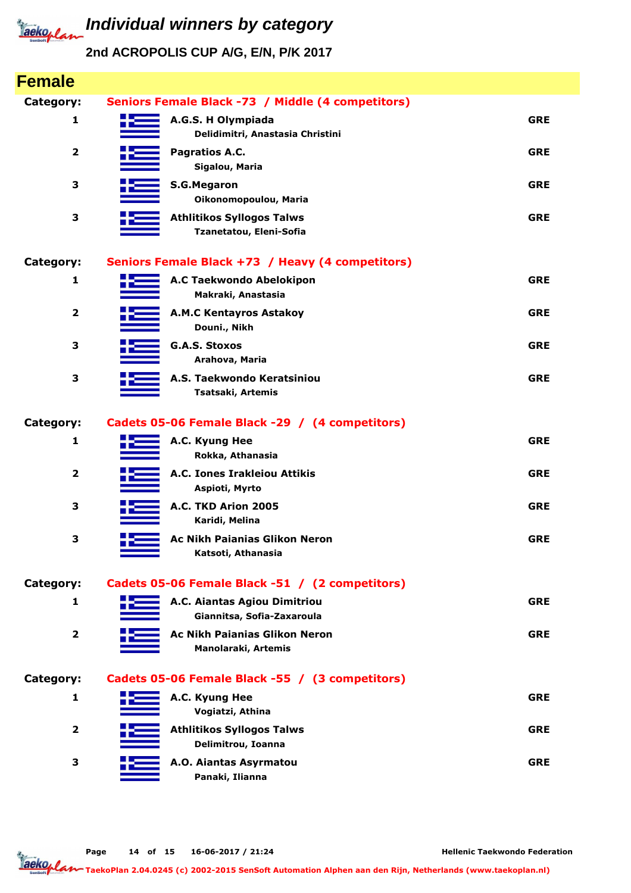# Individual winners by category

## 2nd ACROPOLIS CUP A/G, E/N, P/K 2017

## Female

**Category:** Seniors Female Black -73 / Middle (4 competitors)

| Place | Club / Name | Country |
|---|---|---|
| 1 | **A.G.S. H Olympiada**<br>Delidimitri, Anastasia Christini | GRE |
| 2 | **Pagratios A.C.**<br>Sigalou, Maria | GRE |
| 3 | **S.G.Megaron**<br>Oikonomopoulou, Maria | GRE |
| 3 | **Athlitikos Syllogos Talws**<br>Tzanetatou, Eleni-Sofia | GRE |

**Category:** Seniors Female Black +73 / Heavy (4 competitors)

| Place | Club / Name | Country |
|---|---|---|
| 1 | **A.C Taekwondo Abelokipon**<br>Makraki, Anastasia | GRE |
| 2 | **A.M.C Kentayros Astakoy**<br>Douni., Nikh | GRE |
| 3 | **G.A.S. Stoxos**<br>Arahova, Maria | GRE |
| 3 | **A.S. Taekwondo Keratsiniou**<br>Tsatsaki, Artemis | GRE |

**Category:** Cadets 05-06 Female Black -29 / (4 competitors)

| Place | Club / Name | Country |
|---|---|---|
| 1 | **A.C. Kyung Hee**<br>Rokka, Athanasia | GRE |
| 2 | **A.C. Iones Irakleiou Attikis**<br>Aspioti, Myrto | GRE |
| 3 | **A.C. TKD Arion 2005**<br>Karidi, Melina | GRE |
| 3 | **Ac Nikh Paianias Glikon Neron**<br>Katsoti, Athanasia | GRE |

**Category:** Cadets 05-06 Female Black -51 / (2 competitors)

| Place | Club / Name | Country |
|---|---|---|
| 1 | **A.C. Aiantas Agiou Dimitriou**<br>Giannitsa, Sofia-Zaxaroula | GRE |
| 2 | **Ac Nikh Paianias Glikon Neron**<br>Manolaraki, Artemis | GRE |

**Category:** Cadets 05-06 Female Black -55 / (3 competitors)

| Place | Club / Name | Country |
|---|---|---|
| 1 | **A.C. Kyung Hee**<br>Vogiatzi, Athina | GRE |
| 2 | **Athlitikos Syllogos Talws**<br>Delimitrou, Ioanna | GRE |
| 3 | **A.O. Aiantas Asyrmatou**<br>Panaki, Ilianna | GRE |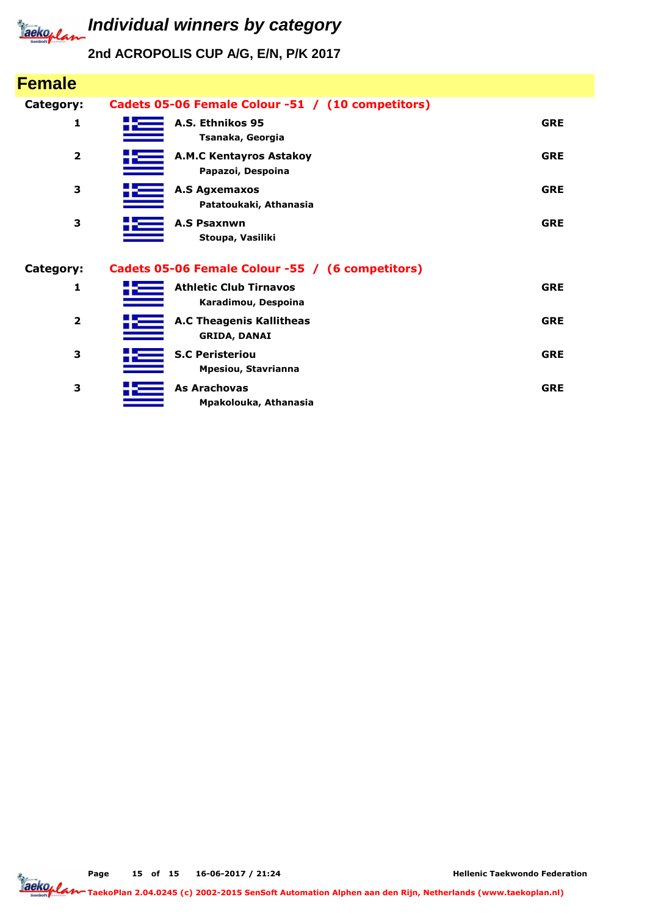# Individual winners by category

## 2nd ACROPOLIS CUP A/G, E/N, P/K 2017

## Female

**Category:** Cadets 05-06 Female Colour -51 / (10 competitors)

| | | |
|---|---|---|
| 1 | **A.S. Ethnikos 95**<br>Tsanaka, Georgia | GRE |
| 2 | **A.M.C Kentayros Astakoy**<br>Papazoi, Despoina | GRE |
| 3 | **A.S Agxemaxos**<br>Patatoukaki, Athanasia | GRE |
| 3 | **A.S Psaxnwn**<br>Stoupa, Vasiliki | GRE |

**Category:** Cadets 05-06 Female Colour -55 / (6 competitors)

| | | |
|---|---|---|
| 1 | **Athletic Club Tirnavos**<br>Karadimou, Despoina | GRE |
| 2 | **A.C Theagenis Kallitheas**<br>GRIDA, DANAI | GRE |
| 3 | **S.C Peristeriou**<br>Mpesiou, Stavrianna | GRE |
| 3 | **As Arachovas**<br>Mpakolouka, Athanasia | GRE |